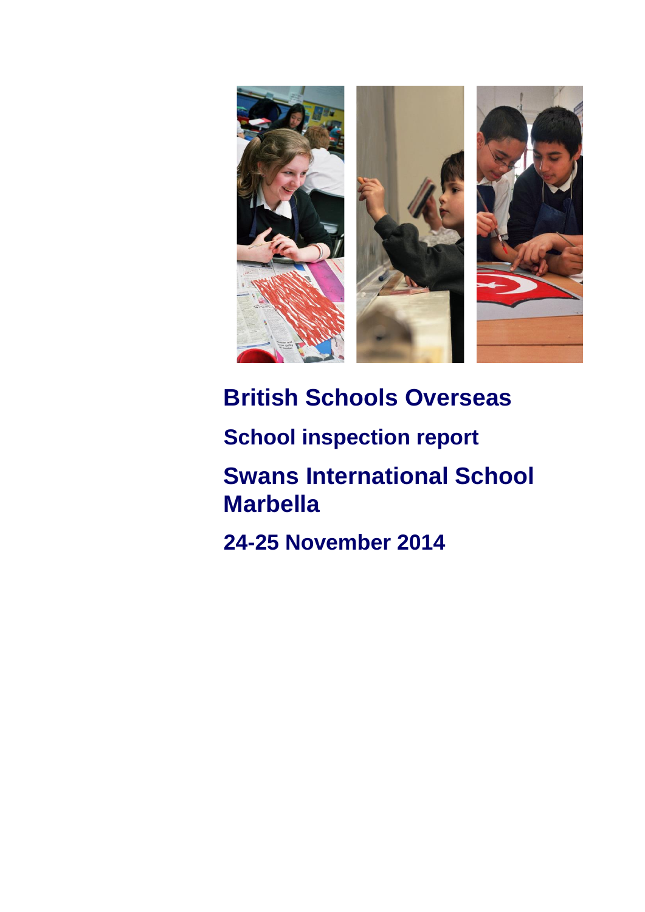# British Schools Overseas

## School inspection report

# Swans International School Marbella

## 24-25 November 2014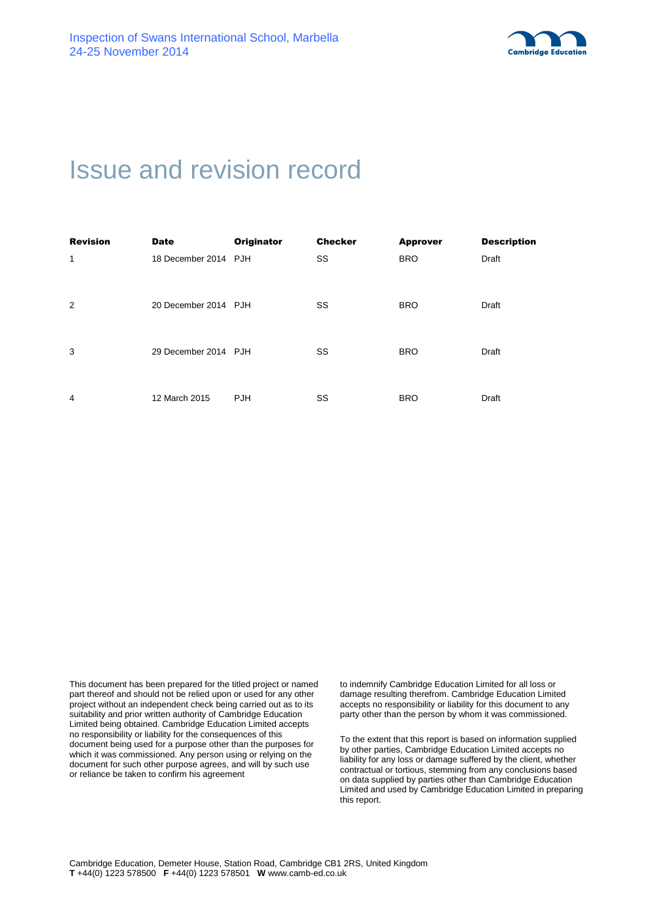# Issue and revision record

| Revision | Date | Originator | Checker | Approver | Description |
|---|---|---|---|---|---|
| 1 | 18 December 2014 | PJH | SS | BRO | Draft |
| 2 | 20 December 2014 | PJH | SS | BRO | Draft |
| 3 | 29 December 2014 | PJH | SS | BRO | Draft |
| 4 | 12 March 2015 | PJH | SS | BRO | Draft |

This document has been prepared for the titled project or named part thereof and should not be relied upon or used for any other project without an independent check being carried out as to its suitability and prior written authority of Cambridge Education Limited being obtained. Cambridge Education Limited accepts no responsibility or liability for the consequences of this document being used for a purpose other than the purposes for which it was commissioned. Any person using or relying on the document for such other purpose agrees, and will by such use or reliance be taken to confirm his agreement to indemnify Cambridge Education Limited for all loss or damage resulting therefrom. Cambridge Education Limited accepts no responsibility or liability for this document to any party other than the person by whom it was commissioned.

To the extent that this report is based on information supplied by other parties, Cambridge Education Limited accepts no liability for any loss or damage suffered by the client, whether contractual or tortious, stemming from any conclusions based on data supplied by parties other than Cambridge Education Limited and used by Cambridge Education Limited in preparing this report.

Cambridge Education, Demeter House, Station Road, Cambridge CB1 2RS, United Kingdom
**T** +44(0) 1223 578500 **F** +44(0) 1223 578501 **W** www.camb-ed.co.uk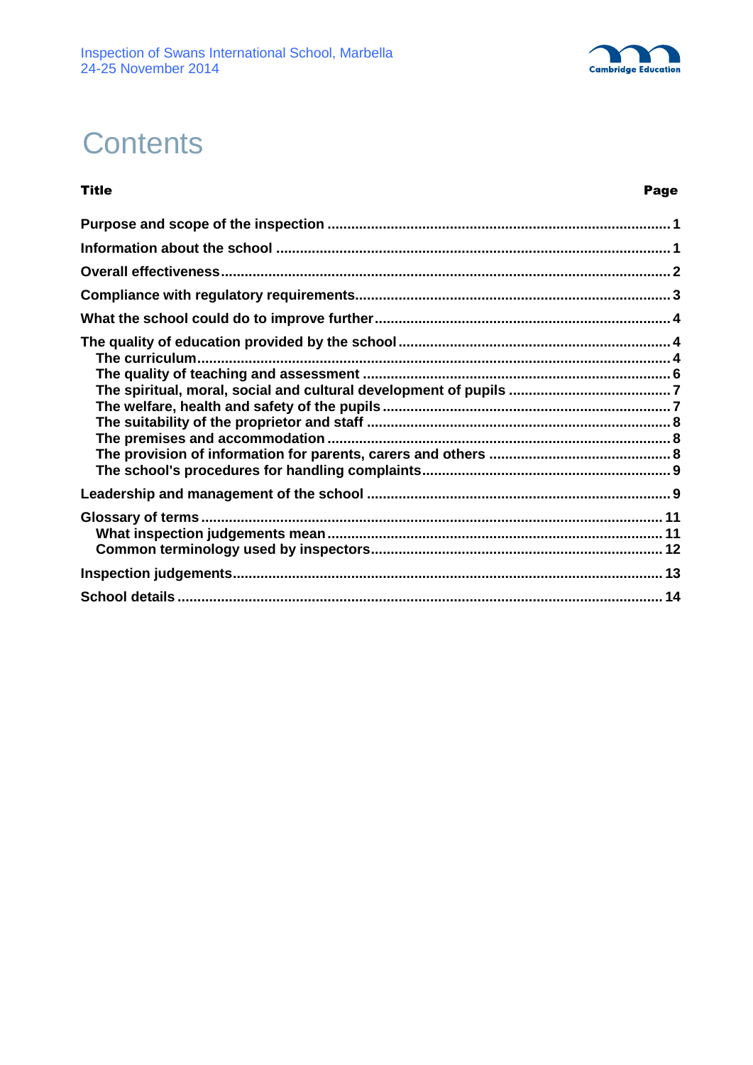# Contents

| Title | Page |
|---|---|
| **Purpose and scope of the inspection** | 1 |
| **Information about the school** | 1 |
| **Overall effectiveness** | 2 |
| **Compliance with regulatory requirements** | 3 |
| **What the school could do to improve further** | 4 |
| **The quality of education provided by the school** | 4 |
| The curriculum | 4 |
| The quality of teaching and assessment | 6 |
| The spiritual, moral, social and cultural development of pupils | 7 |
| The welfare, health and safety of the pupils | 7 |
| The suitability of the proprietor and staff | 8 |
| The premises and accommodation | 8 |
| The provision of information for parents, carers and others | 8 |
| The school's procedures for handling complaints | 9 |
| **Leadership and management of the school** | 9 |
| **Glossary of terms** | 11 |
| What inspection judgements mean | 11 |
| Common terminology used by inspectors | 12 |
| **Inspection judgements** | 13 |
| **School details** | 14 |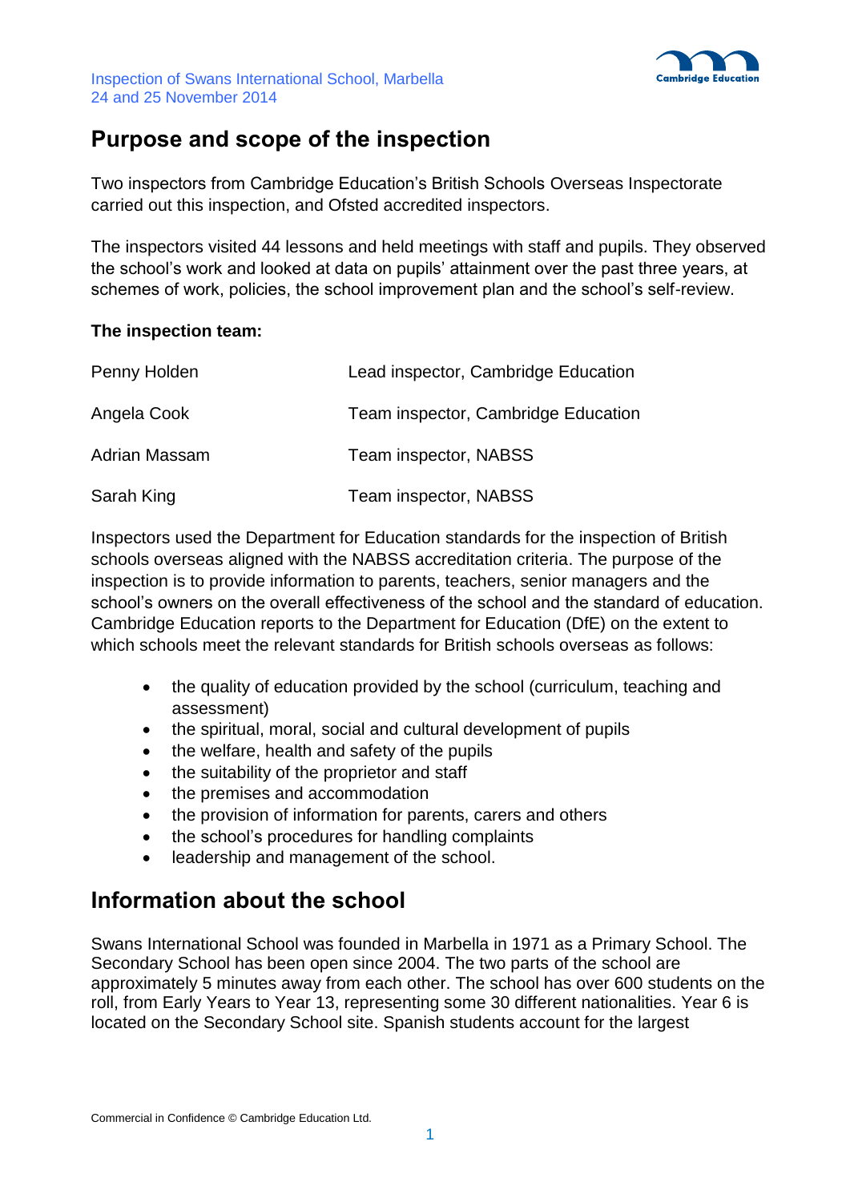## Purpose and scope of the inspection

Two inspectors from Cambridge Education's British Schools Overseas Inspectorate carried out this inspection, and Ofsted accredited inspectors.

The inspectors visited 44 lessons and held meetings with staff and pupils. They observed the school's work and looked at data on pupils' attainment over the past three years, at schemes of work, policies, the school improvement plan and the school's self-review.

**The inspection team:**

| | |
|---|---|
| Penny Holden | Lead inspector, Cambridge Education |
| Angela Cook | Team inspector, Cambridge Education |
| Adrian Massam | Team inspector, NABSS |
| Sarah King | Team inspector, NABSS |

Inspectors used the Department for Education standards for the inspection of British schools overseas aligned with the NABSS accreditation criteria. The purpose of the inspection is to provide information to parents, teachers, senior managers and the school's owners on the overall effectiveness of the school and the standard of education. Cambridge Education reports to the Department for Education (DfE) on the extent to which schools meet the relevant standards for British schools overseas as follows:

- the quality of education provided by the school (curriculum, teaching and assessment)
- the spiritual, moral, social and cultural development of pupils
- the welfare, health and safety of the pupils
- the suitability of the proprietor and staff
- the premises and accommodation
- the provision of information for parents, carers and others
- the school's procedures for handling complaints
- leadership and management of the school.

## Information about the school

Swans International School was founded in Marbella in 1971 as a Primary School. The Secondary School has been open since 2004. The two parts of the school are approximately 5 minutes away from each other. The school has over 600 students on the roll, from Early Years to Year 13, representing some 30 different nationalities. Year 6 is located on the Secondary School site. Spanish students account for the largest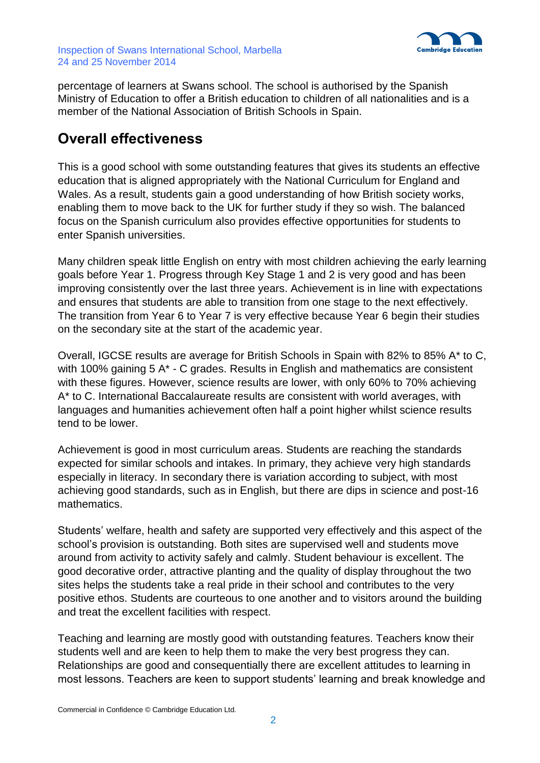percentage of learners at Swans school. The school is authorised by the Spanish Ministry of Education to offer a British education to children of all nationalities and is a member of the National Association of British Schools in Spain.

## Overall effectiveness

This is a good school with some outstanding features that gives its students an effective education that is aligned appropriately with the National Curriculum for England and Wales. As a result, students gain a good understanding of how British society works, enabling them to move back to the UK for further study if they so wish. The balanced focus on the Spanish curriculum also provides effective opportunities for students to enter Spanish universities.

Many children speak little English on entry with most children achieving the early learning goals before Year 1. Progress through Key Stage 1 and 2 is very good and has been improving consistently over the last three years. Achievement is in line with expectations and ensures that students are able to transition from one stage to the next effectively. The transition from Year 6 to Year 7 is very effective because Year 6 begin their studies on the secondary site at the start of the academic year.

Overall, IGCSE results are average for British Schools in Spain with 82% to 85% A* to C, with 100% gaining 5 A* - C grades. Results in English and mathematics are consistent with these figures. However, science results are lower, with only 60% to 70% achieving A* to C. International Baccalaureate results are consistent with world averages, with languages and humanities achievement often half a point higher whilst science results tend to be lower.

Achievement is good in most curriculum areas. Students are reaching the standards expected for similar schools and intakes. In primary, they achieve very high standards especially in literacy. In secondary there is variation according to subject, with most achieving good standards, such as in English, but there are dips in science and post-16 mathematics.

Students' welfare, health and safety are supported very effectively and this aspect of the school's provision is outstanding. Both sites are supervised well and students move around from activity to activity safely and calmly. Student behaviour is excellent. The good decorative order, attractive planting and the quality of display throughout the two sites helps the students take a real pride in their school and contributes to the very positive ethos. Students are courteous to one another and to visitors around the building and treat the excellent facilities with respect.

Teaching and learning are mostly good with outstanding features. Teachers know their students well and are keen to help them to make the very best progress they can. Relationships are good and consequentially there are excellent attitudes to learning in most lessons. Teachers are keen to support students' learning and break knowledge and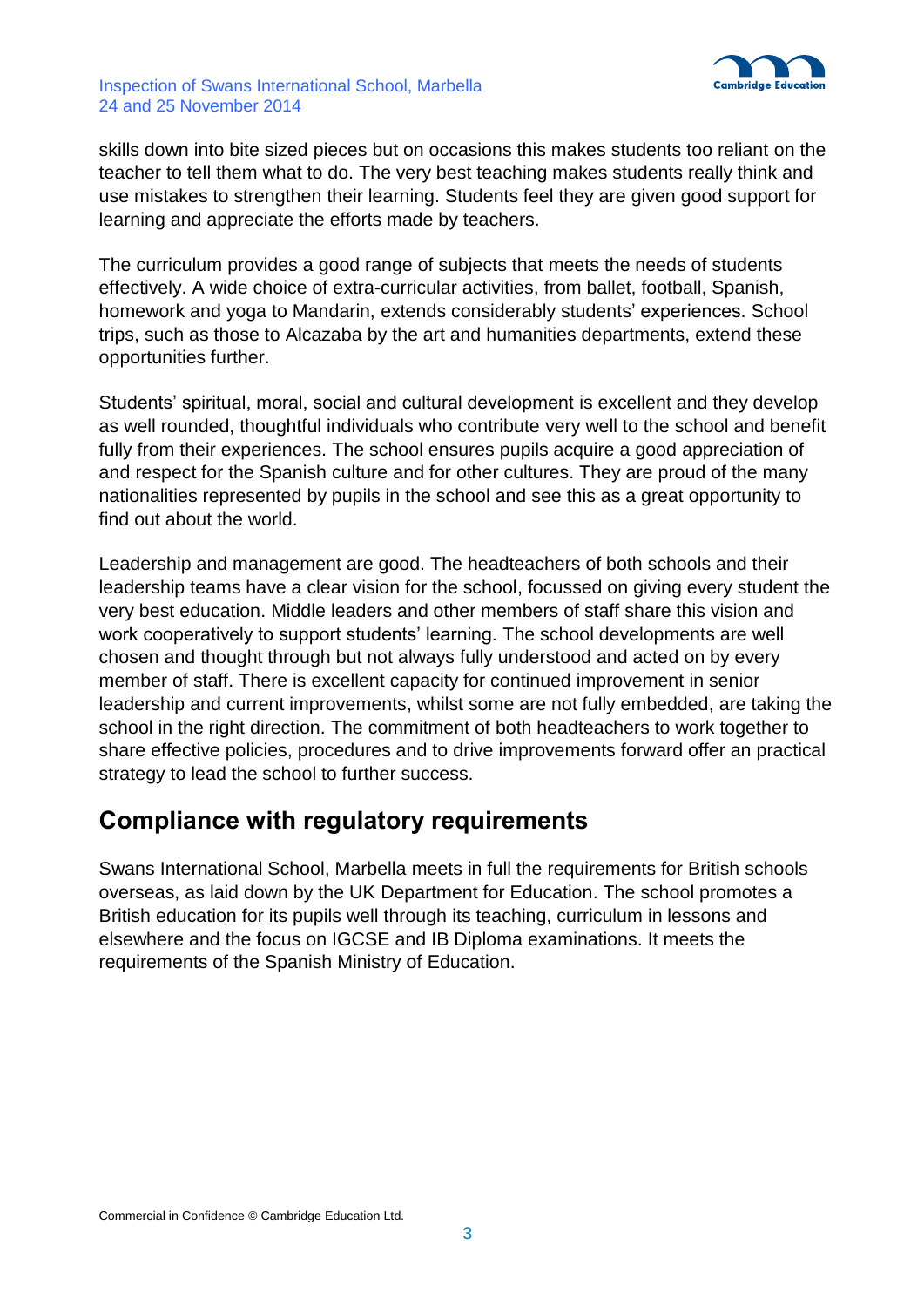skills down into bite sized pieces but on occasions this makes students too reliant on the teacher to tell them what to do. The very best teaching makes students really think and use mistakes to strengthen their learning. Students feel they are given good support for learning and appreciate the efforts made by teachers.

The curriculum provides a good range of subjects that meets the needs of students effectively. A wide choice of extra-curricular activities, from ballet, football, Spanish, homework and yoga to Mandarin, extends considerably students' experiences. School trips, such as those to Alcazaba by the art and humanities departments, extend these opportunities further.

Students' spiritual, moral, social and cultural development is excellent and they develop as well rounded, thoughtful individuals who contribute very well to the school and benefit fully from their experiences. The school ensures pupils acquire a good appreciation of and respect for the Spanish culture and for other cultures. They are proud of the many nationalities represented by pupils in the school and see this as a great opportunity to find out about the world.

Leadership and management are good. The headteachers of both schools and their leadership teams have a clear vision for the school, focussed on giving every student the very best education. Middle leaders and other members of staff share this vision and work cooperatively to support students' learning. The school developments are well chosen and thought through but not always fully understood and acted on by every member of staff. There is excellent capacity for continued improvement in senior leadership and current improvements, whilst some are not fully embedded, are taking the school in the right direction. The commitment of both headteachers to work together to share effective policies, procedures and to drive improvements forward offer an practical strategy to lead the school to further success.

## Compliance with regulatory requirements

Swans International School, Marbella meets in full the requirements for British schools overseas, as laid down by the UK Department for Education. The school promotes a British education for its pupils well through its teaching, curriculum in lessons and elsewhere and the focus on IGCSE and IB Diploma examinations. It meets the requirements of the Spanish Ministry of Education.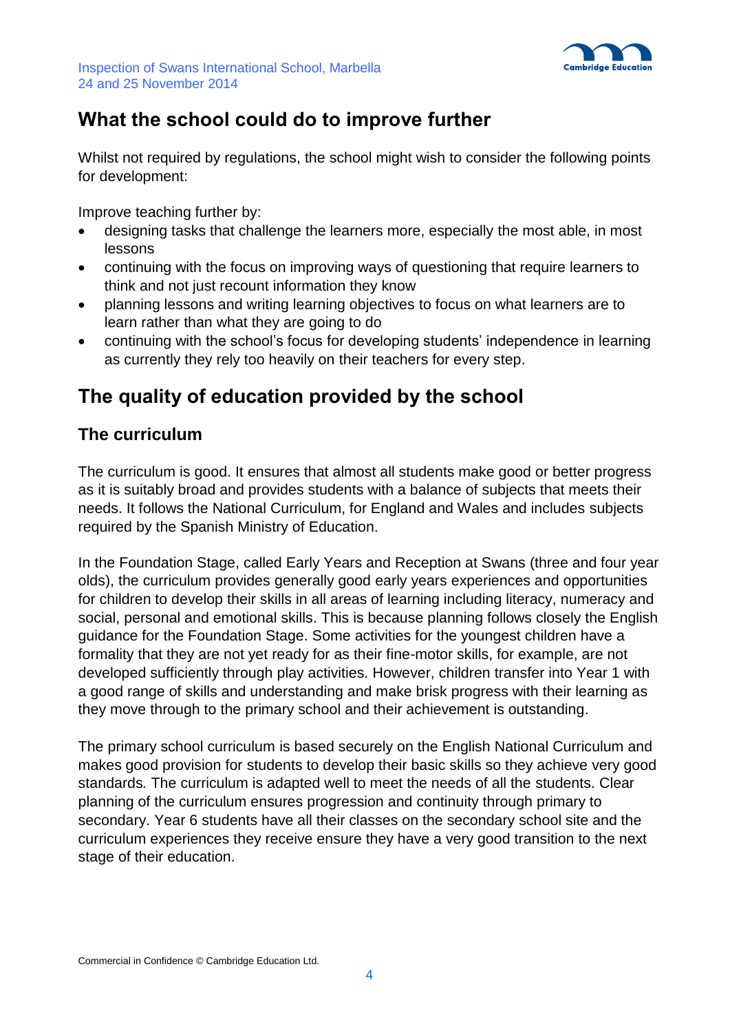## What the school could do to improve further

Whilst not required by regulations, the school might wish to consider the following points for development:

Improve teaching further by:

- designing tasks that challenge the learners more, especially the most able, in most lessons
- continuing with the focus on improving ways of questioning that require learners to think and not just recount information they know
- planning lessons and writing learning objectives to focus on what learners are to learn rather than what they are going to do
- continuing with the school's focus for developing students' independence in learning as currently they rely too heavily on their teachers for every step.

## The quality of education provided by the school

### The curriculum

The curriculum is good. It ensures that almost all students make good or better progress as it is suitably broad and provides students with a balance of subjects that meets their needs. It follows the National Curriculum, for England and Wales and includes subjects required by the Spanish Ministry of Education.

In the Foundation Stage, called Early Years and Reception at Swans (three and four year olds), the curriculum provides generally good early years experiences and opportunities for children to develop their skills in all areas of learning including literacy, numeracy and social, personal and emotional skills. This is because planning follows closely the English guidance for the Foundation Stage. Some activities for the youngest children have a formality that they are not yet ready for as their fine-motor skills, for example, are not developed sufficiently through play activities. However, children transfer into Year 1 with a good range of skills and understanding and make brisk progress with their learning as they move through to the primary school and their achievement is outstanding.

The primary school curriculum is based securely on the English National Curriculum and makes good provision for students to develop their basic skills so they achieve very good standards. The curriculum is adapted well to meet the needs of all the students. Clear planning of the curriculum ensures progression and continuity through primary to secondary. Year 6 students have all their classes on the secondary school site and the curriculum experiences they receive ensure they have a very good transition to the next stage of their education.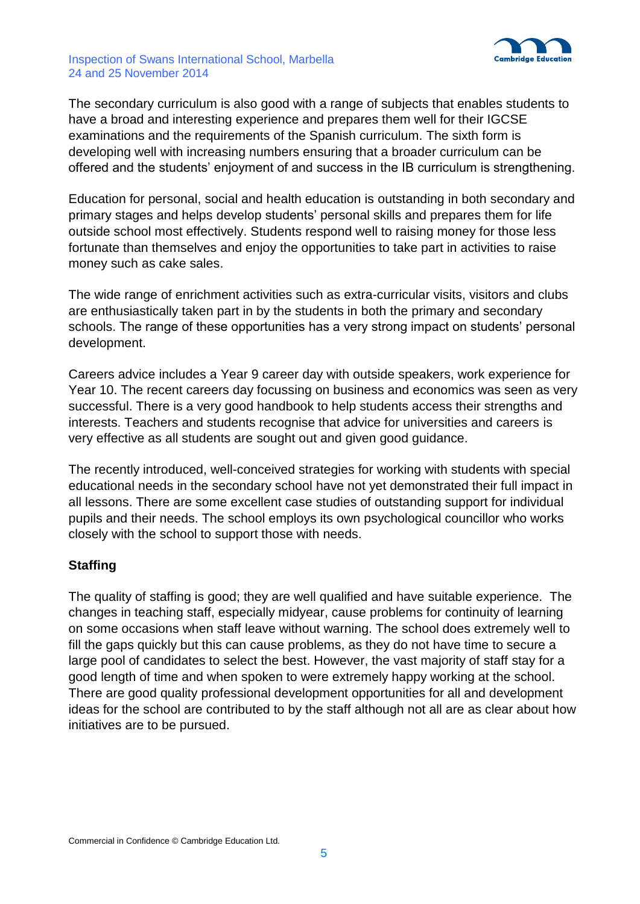The secondary curriculum is also good with a range of subjects that enables students to have a broad and interesting experience and prepares them well for their IGCSE examinations and the requirements of the Spanish curriculum. The sixth form is developing well with increasing numbers ensuring that a broader curriculum can be offered and the students' enjoyment of and success in the IB curriculum is strengthening.

Education for personal, social and health education is outstanding in both secondary and primary stages and helps develop students' personal skills and prepares them for life outside school most effectively. Students respond well to raising money for those less fortunate than themselves and enjoy the opportunities to take part in activities to raise money such as cake sales.

The wide range of enrichment activities such as extra-curricular visits, visitors and clubs are enthusiastically taken part in by the students in both the primary and secondary schools. The range of these opportunities has a very strong impact on students' personal development.

Careers advice includes a Year 9 career day with outside speakers, work experience for Year 10. The recent careers day focussing on business and economics was seen as very successful. There is a very good handbook to help students access their strengths and interests. Teachers and students recognise that advice for universities and careers is very effective as all students are sought out and given good guidance.

The recently introduced, well-conceived strategies for working with students with special educational needs in the secondary school have not yet demonstrated their full impact in all lessons. There are some excellent case studies of outstanding support for individual pupils and their needs. The school employs its own psychological councillor who works closely with the school to support those with needs.

**Staffing**

The quality of staffing is good; they are well qualified and have suitable experience. The changes in teaching staff, especially midyear, cause problems for continuity of learning on some occasions when staff leave without warning. The school does extremely well to fill the gaps quickly but this can cause problems, as they do not have time to secure a large pool of candidates to select the best. However, the vast majority of staff stay for a good length of time and when spoken to were extremely happy working at the school. There are good quality professional development opportunities for all and development ideas for the school are contributed to by the staff although not all are as clear about how initiatives are to be pursued.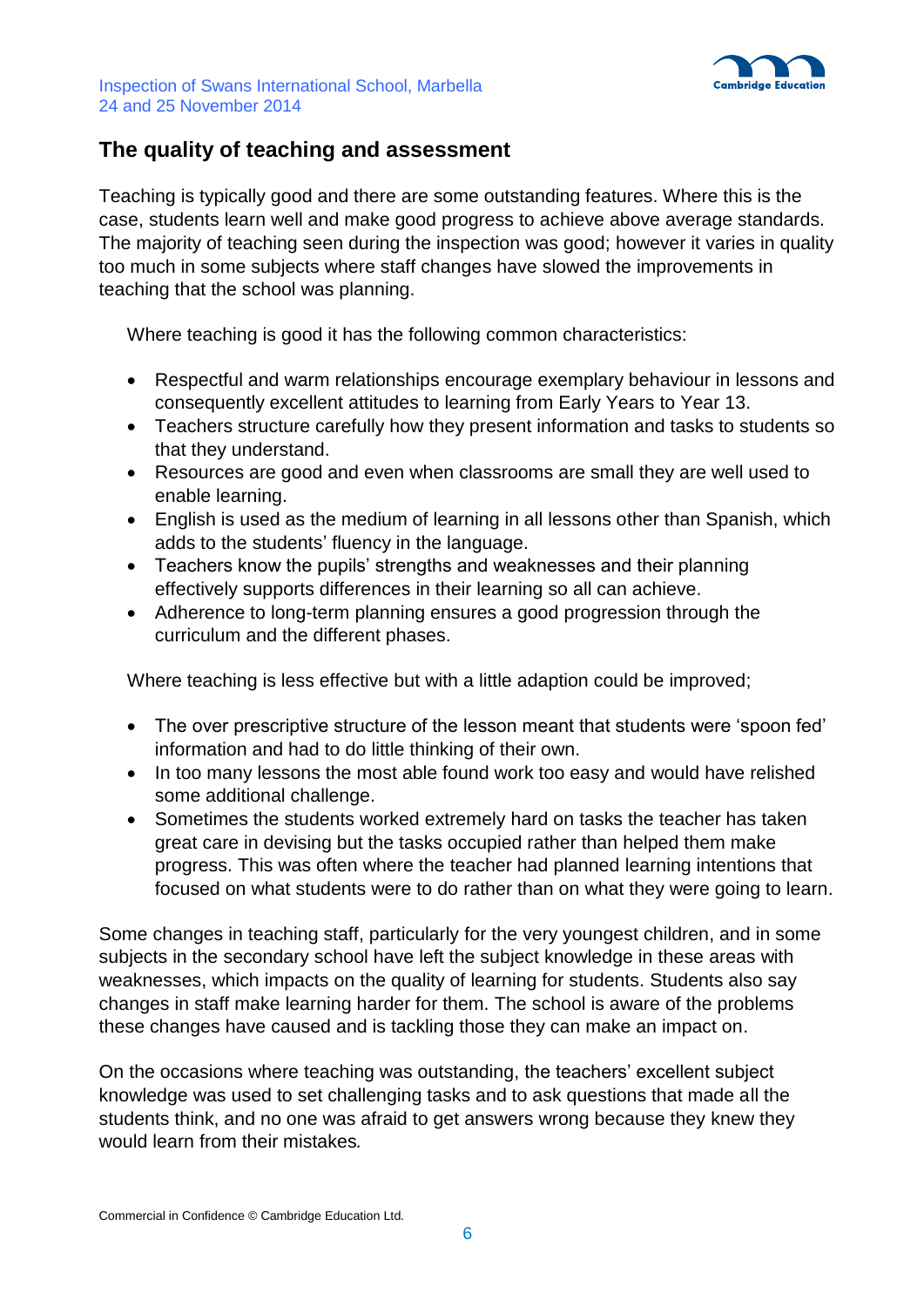## The quality of teaching and assessment

Teaching is typically good and there are some outstanding features. Where this is the case, students learn well and make good progress to achieve above average standards. The majority of teaching seen during the inspection was good; however it varies in quality too much in some subjects where staff changes have slowed the improvements in teaching that the school was planning.

Where teaching is good it has the following common characteristics:

- Respectful and warm relationships encourage exemplary behaviour in lessons and consequently excellent attitudes to learning from Early Years to Year 13.
- Teachers structure carefully how they present information and tasks to students so that they understand.
- Resources are good and even when classrooms are small they are well used to enable learning.
- English is used as the medium of learning in all lessons other than Spanish, which adds to the students' fluency in the language.
- Teachers know the pupils' strengths and weaknesses and their planning effectively supports differences in their learning so all can achieve.
- Adherence to long-term planning ensures a good progression through the curriculum and the different phases.

Where teaching is less effective but with a little adaption could be improved;

- The over prescriptive structure of the lesson meant that students were 'spoon fed' information and had to do little thinking of their own.
- In too many lessons the most able found work too easy and would have relished some additional challenge.
- Sometimes the students worked extremely hard on tasks the teacher has taken great care in devising but the tasks occupied rather than helped them make progress. This was often where the teacher had planned learning intentions that focused on what students were to do rather than on what they were going to learn.

Some changes in teaching staff, particularly for the very youngest children, and in some subjects in the secondary school have left the subject knowledge in these areas with weaknesses, which impacts on the quality of learning for students. Students also say changes in staff make learning harder for them. The school is aware of the problems these changes have caused and is tackling those they can make an impact on.

On the occasions where teaching was outstanding, the teachers' excellent subject knowledge was used to set challenging tasks and to ask questions that made all the students think, and no one was afraid to get answers wrong because they knew they would learn from their mistakes.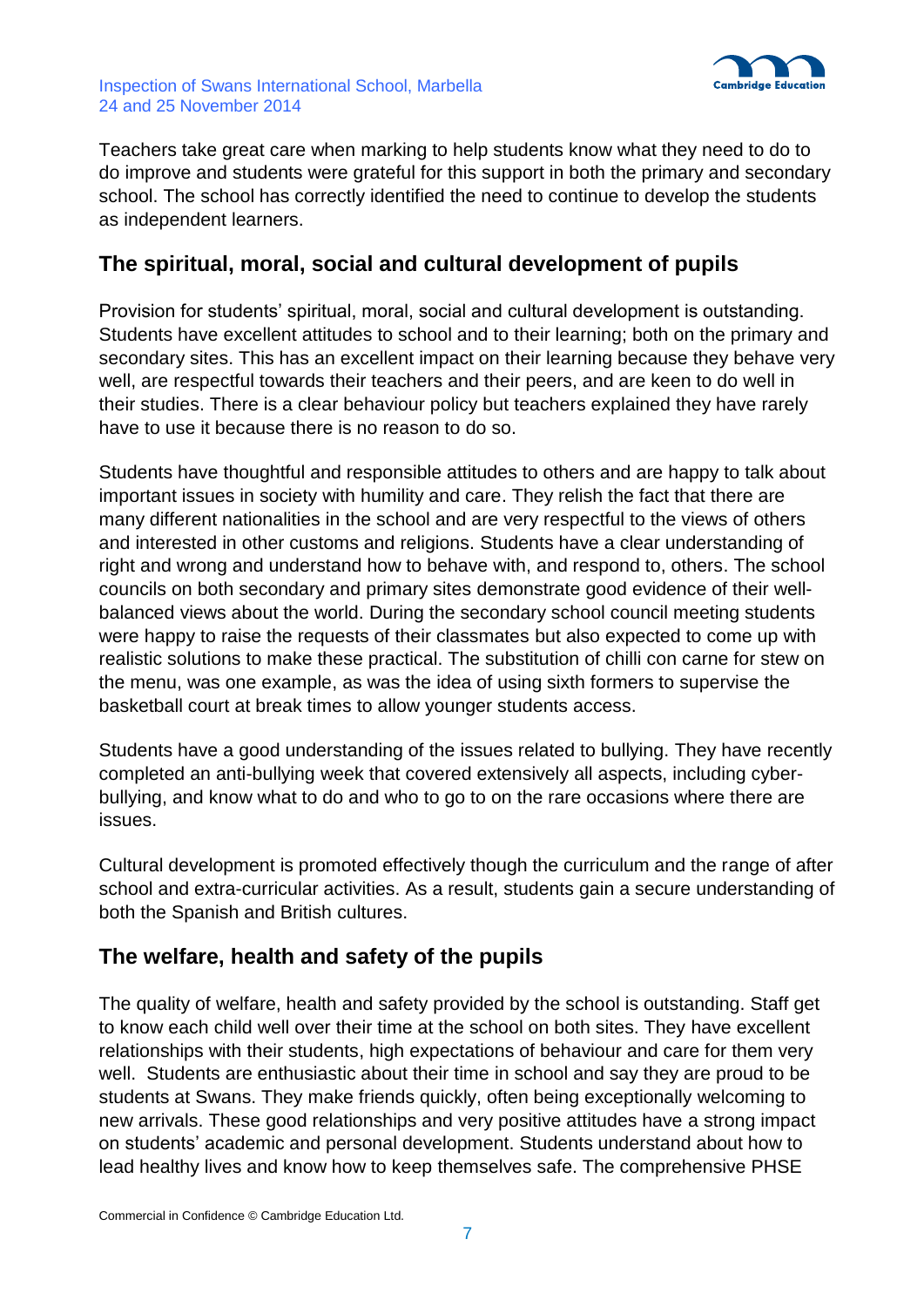Teachers take great care when marking to help students know what they need to do to do improve and students were grateful for this support in both the primary and secondary school. The school has correctly identified the need to continue to develop the students as independent learners.

## The spiritual, moral, social and cultural development of pupils

Provision for students' spiritual, moral, social and cultural development is outstanding. Students have excellent attitudes to school and to their learning; both on the primary and secondary sites. This has an excellent impact on their learning because they behave very well, are respectful towards their teachers and their peers, and are keen to do well in their studies. There is a clear behaviour policy but teachers explained they have rarely have to use it because there is no reason to do so.

Students have thoughtful and responsible attitudes to others and are happy to talk about important issues in society with humility and care. They relish the fact that there are many different nationalities in the school and are very respectful to the views of others and interested in other customs and religions. Students have a clear understanding of right and wrong and understand how to behave with, and respond to, others. The school councils on both secondary and primary sites demonstrate good evidence of their well-balanced views about the world. During the secondary school council meeting students were happy to raise the requests of their classmates but also expected to come up with realistic solutions to make these practical. The substitution of chilli con carne for stew on the menu, was one example, as was the idea of using sixth formers to supervise the basketball court at break times to allow younger students access.

Students have a good understanding of the issues related to bullying. They have recently completed an anti-bullying week that covered extensively all aspects, including cyber-bullying, and know what to do and who to go to on the rare occasions where there are issues.

Cultural development is promoted effectively though the curriculum and the range of after school and extra-curricular activities. As a result, students gain a secure understanding of both the Spanish and British cultures.

## The welfare, health and safety of the pupils

The quality of welfare, health and safety provided by the school is outstanding. Staff get to know each child well over their time at the school on both sites. They have excellent relationships with their students, high expectations of behaviour and care for them very well. Students are enthusiastic about their time in school and say they are proud to be students at Swans. They make friends quickly, often being exceptionally welcoming to new arrivals. These good relationships and very positive attitudes have a strong impact on students' academic and personal development. Students understand about how to lead healthy lives and know how to keep themselves safe. The comprehensive PHSE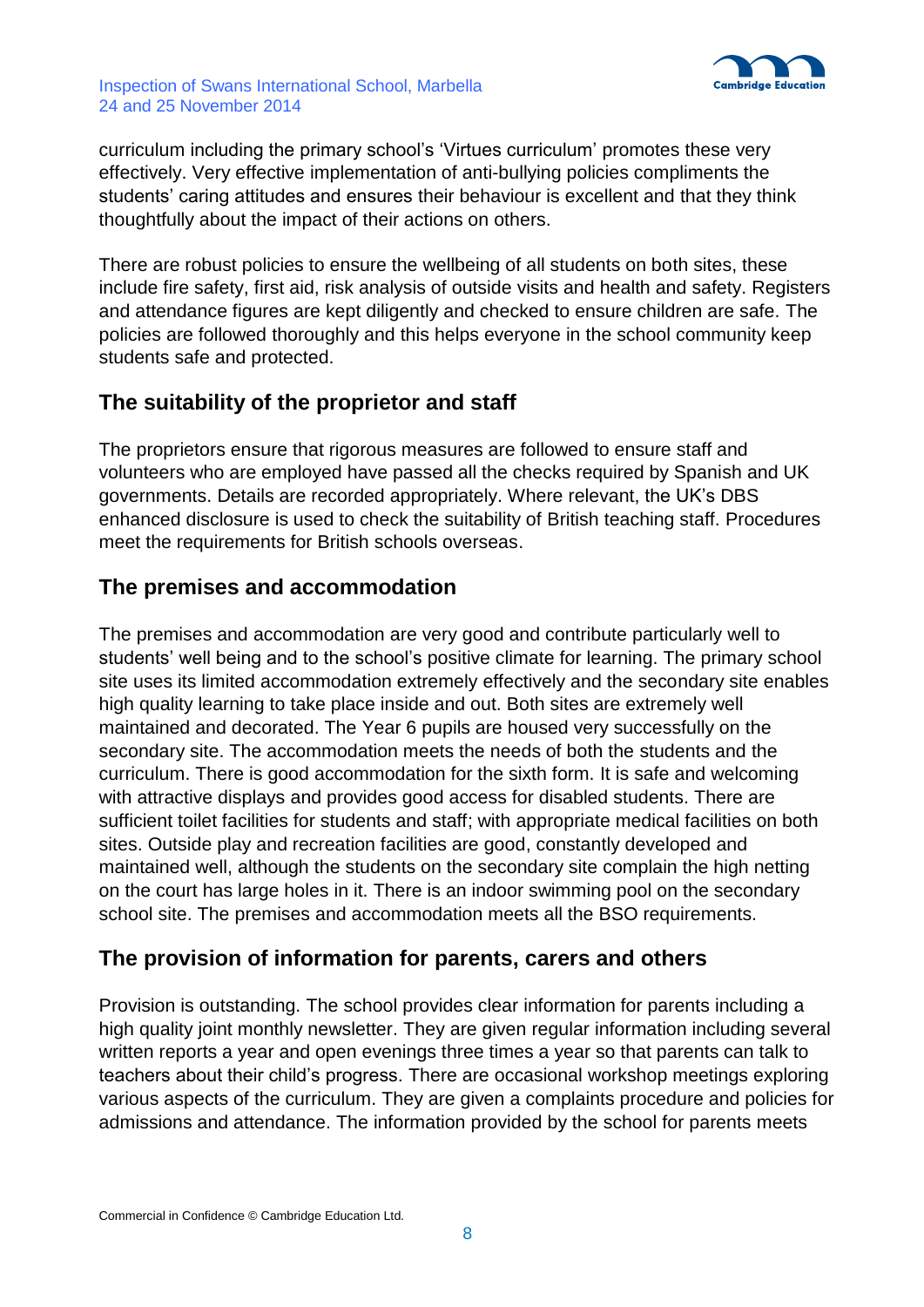curriculum including the primary school's 'Virtues curriculum' promotes these very effectively. Very effective implementation of anti-bullying policies compliments the students' caring attitudes and ensures their behaviour is excellent and that they think thoughtfully about the impact of their actions on others.

There are robust policies to ensure the wellbeing of all students on both sites, these include fire safety, first aid, risk analysis of outside visits and health and safety. Registers and attendance figures are kept diligently and checked to ensure children are safe. The policies are followed thoroughly and this helps everyone in the school community keep students safe and protected.

## The suitability of the proprietor and staff

The proprietors ensure that rigorous measures are followed to ensure staff and volunteers who are employed have passed all the checks required by Spanish and UK governments. Details are recorded appropriately. Where relevant, the UK's DBS enhanced disclosure is used to check the suitability of British teaching staff. Procedures meet the requirements for British schools overseas.

## The premises and accommodation

The premises and accommodation are very good and contribute particularly well to students' well being and to the school's positive climate for learning. The primary school site uses its limited accommodation extremely effectively and the secondary site enables high quality learning to take place inside and out. Both sites are extremely well maintained and decorated. The Year 6 pupils are housed very successfully on the secondary site. The accommodation meets the needs of both the students and the curriculum. There is good accommodation for the sixth form. It is safe and welcoming with attractive displays and provides good access for disabled students. There are sufficient toilet facilities for students and staff; with appropriate medical facilities on both sites. Outside play and recreation facilities are good, constantly developed and maintained well, although the students on the secondary site complain the high netting on the court has large holes in it. There is an indoor swimming pool on the secondary school site. The premises and accommodation meets all the BSO requirements.

## The provision of information for parents, carers and others

Provision is outstanding. The school provides clear information for parents including a high quality joint monthly newsletter. They are given regular information including several written reports a year and open evenings three times a year so that parents can talk to teachers about their child's progress. There are occasional workshop meetings exploring various aspects of the curriculum. They are given a complaints procedure and policies for admissions and attendance. The information provided by the school for parents meets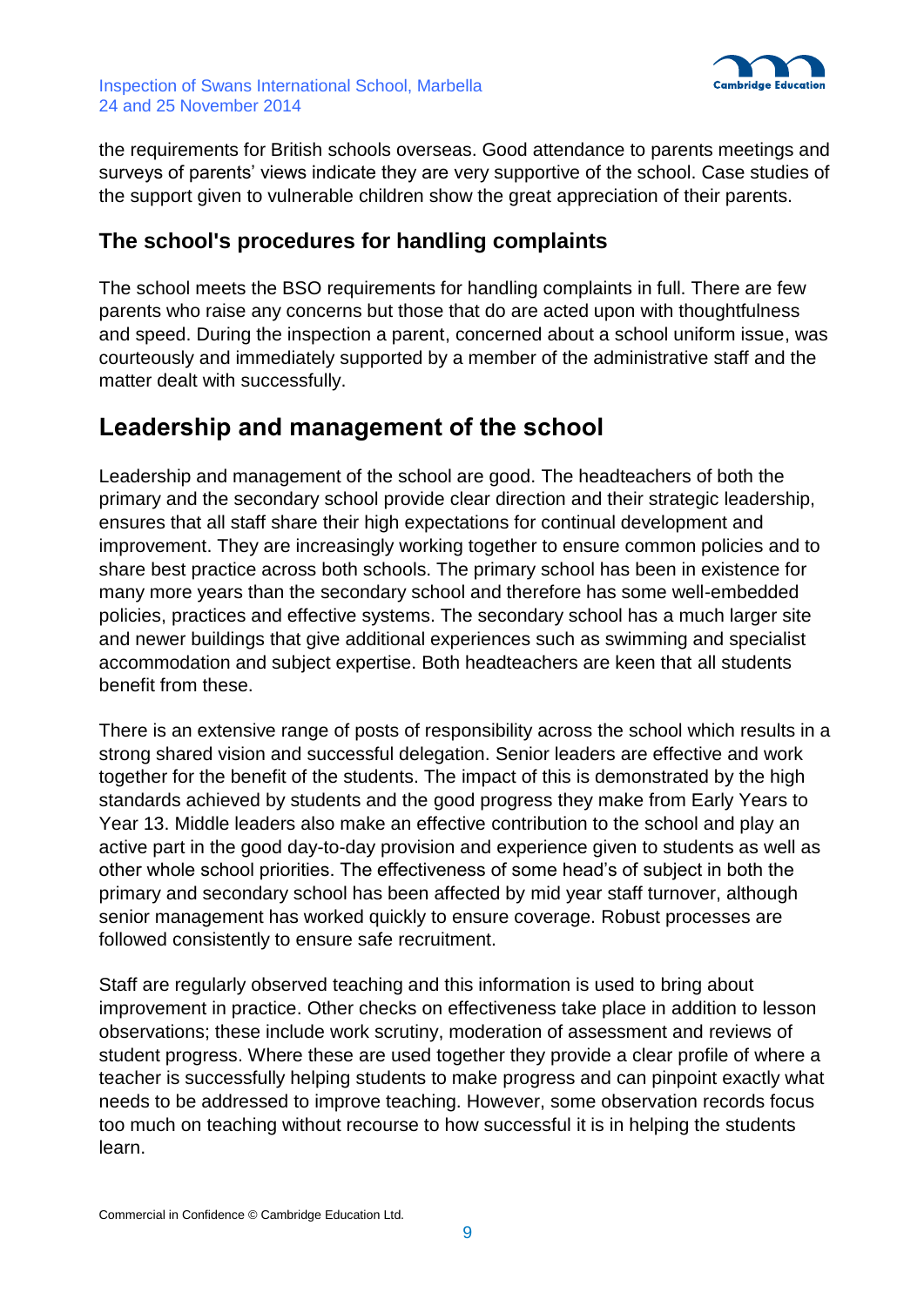the requirements for British schools overseas. Good attendance to parents meetings and surveys of parents' views indicate they are very supportive of the school. Case studies of the support given to vulnerable children show the great appreciation of their parents.

### The school's procedures for handling complaints

The school meets the BSO requirements for handling complaints in full. There are few parents who raise any concerns but those that do are acted upon with thoughtfulness and speed. During the inspection a parent, concerned about a school uniform issue, was courteously and immediately supported by a member of the administrative staff and the matter dealt with successfully.

## Leadership and management of the school

Leadership and management of the school are good. The headteachers of both the primary and the secondary school provide clear direction and their strategic leadership, ensures that all staff share their high expectations for continual development and improvement. They are increasingly working together to ensure common policies and to share best practice across both schools. The primary school has been in existence for many more years than the secondary school and therefore has some well-embedded policies, practices and effective systems. The secondary school has a much larger site and newer buildings that give additional experiences such as swimming and specialist accommodation and subject expertise. Both headteachers are keen that all students benefit from these.

There is an extensive range of posts of responsibility across the school which results in a strong shared vision and successful delegation. Senior leaders are effective and work together for the benefit of the students. The impact of this is demonstrated by the high standards achieved by students and the good progress they make from Early Years to Year 13. Middle leaders also make an effective contribution to the school and play an active part in the good day-to-day provision and experience given to students as well as other whole school priorities. The effectiveness of some head's of subject in both the primary and secondary school has been affected by mid year staff turnover, although senior management has worked quickly to ensure coverage. Robust processes are followed consistently to ensure safe recruitment.

Staff are regularly observed teaching and this information is used to bring about improvement in practice. Other checks on effectiveness take place in addition to lesson observations; these include work scrutiny, moderation of assessment and reviews of student progress. Where these are used together they provide a clear profile of where a teacher is successfully helping students to make progress and can pinpoint exactly what needs to be addressed to improve teaching. However, some observation records focus too much on teaching without recourse to how successful it is in helping the students learn.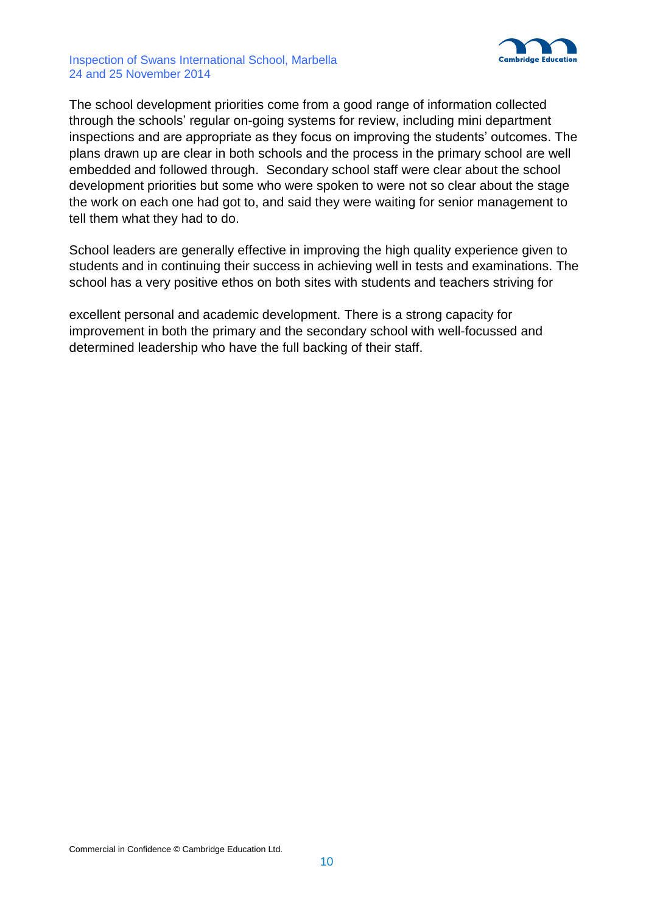The school development priorities come from a good range of information collected through the schools' regular on-going systems for review, including mini department inspections and are appropriate as they focus on improving the students' outcomes. The plans drawn up are clear in both schools and the process in the primary school are well embedded and followed through. Secondary school staff were clear about the school development priorities but some who were spoken to were not so clear about the stage the work on each one had got to, and said they were waiting for senior management to tell them what they had to do.

School leaders are generally effective in improving the high quality experience given to students and in continuing their success in achieving well in tests and examinations. The school has a very positive ethos on both sites with students and teachers striving for excellent personal and academic development. There is a strong capacity for improvement in both the primary and the secondary school with well-focussed and determined leadership who have the full backing of their staff.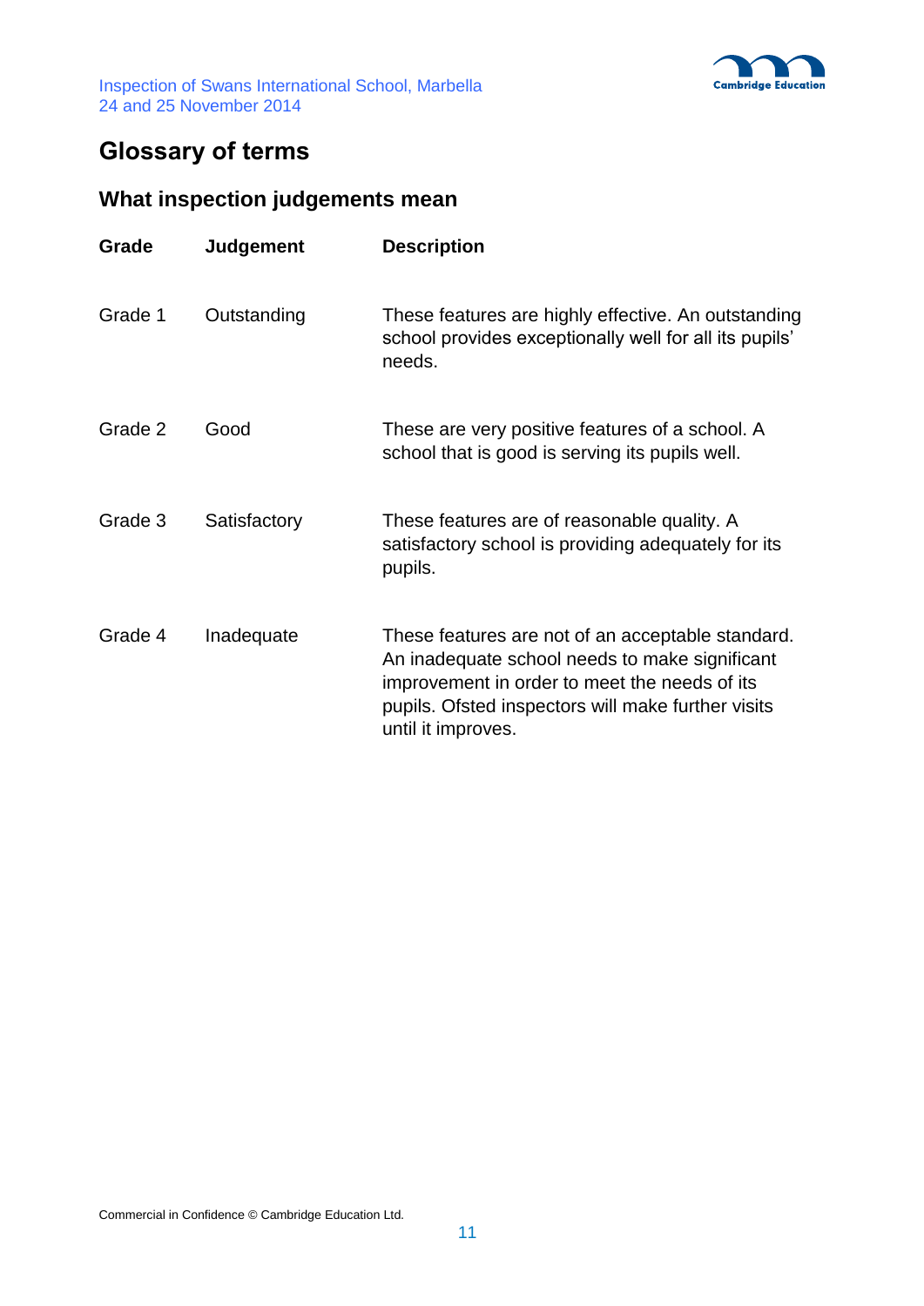## Glossary of terms

### What inspection judgements mean

| Grade | Judgement | Description |
|---|---|---|
| Grade 1 | Outstanding | These features are highly effective. An outstanding school provides exceptionally well for all its pupils' needs. |
| Grade 2 | Good | These are very positive features of a school. A school that is good is serving its pupils well. |
| Grade 3 | Satisfactory | These features are of reasonable quality. A satisfactory school is providing adequately for its pupils. |
| Grade 4 | Inadequate | These features are not of an acceptable standard. An inadequate school needs to make significant improvement in order to meet the needs of its pupils. Ofsted inspectors will make further visits until it improves. |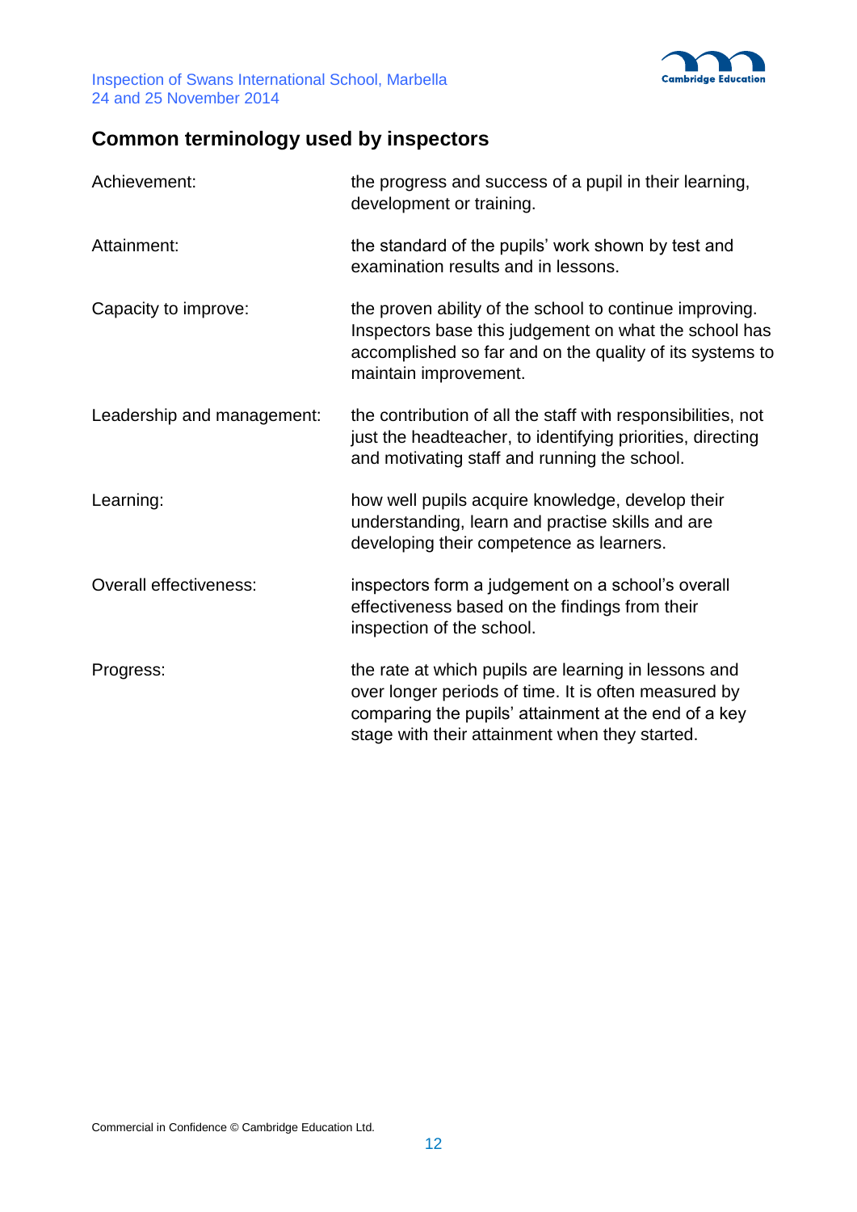## Common terminology used by inspectors

| | |
|---|---|
| Achievement: | the progress and success of a pupil in their learning, development or training. |
| Attainment: | the standard of the pupils' work shown by test and examination results and in lessons. |
| Capacity to improve: | the proven ability of the school to continue improving. Inspectors base this judgement on what the school has accomplished so far and on the quality of its systems to maintain improvement. |
| Leadership and management: | the contribution of all the staff with responsibilities, not just the headteacher, to identifying priorities, directing and motivating staff and running the school. |
| Learning: | how well pupils acquire knowledge, develop their understanding, learn and practise skills and are developing their competence as learners. |
| Overall effectiveness: | inspectors form a judgement on a school's overall effectiveness based on the findings from their inspection of the school. |
| Progress: | the rate at which pupils are learning in lessons and over longer periods of time. It is often measured by comparing the pupils' attainment at the end of a key stage with their attainment when they started. |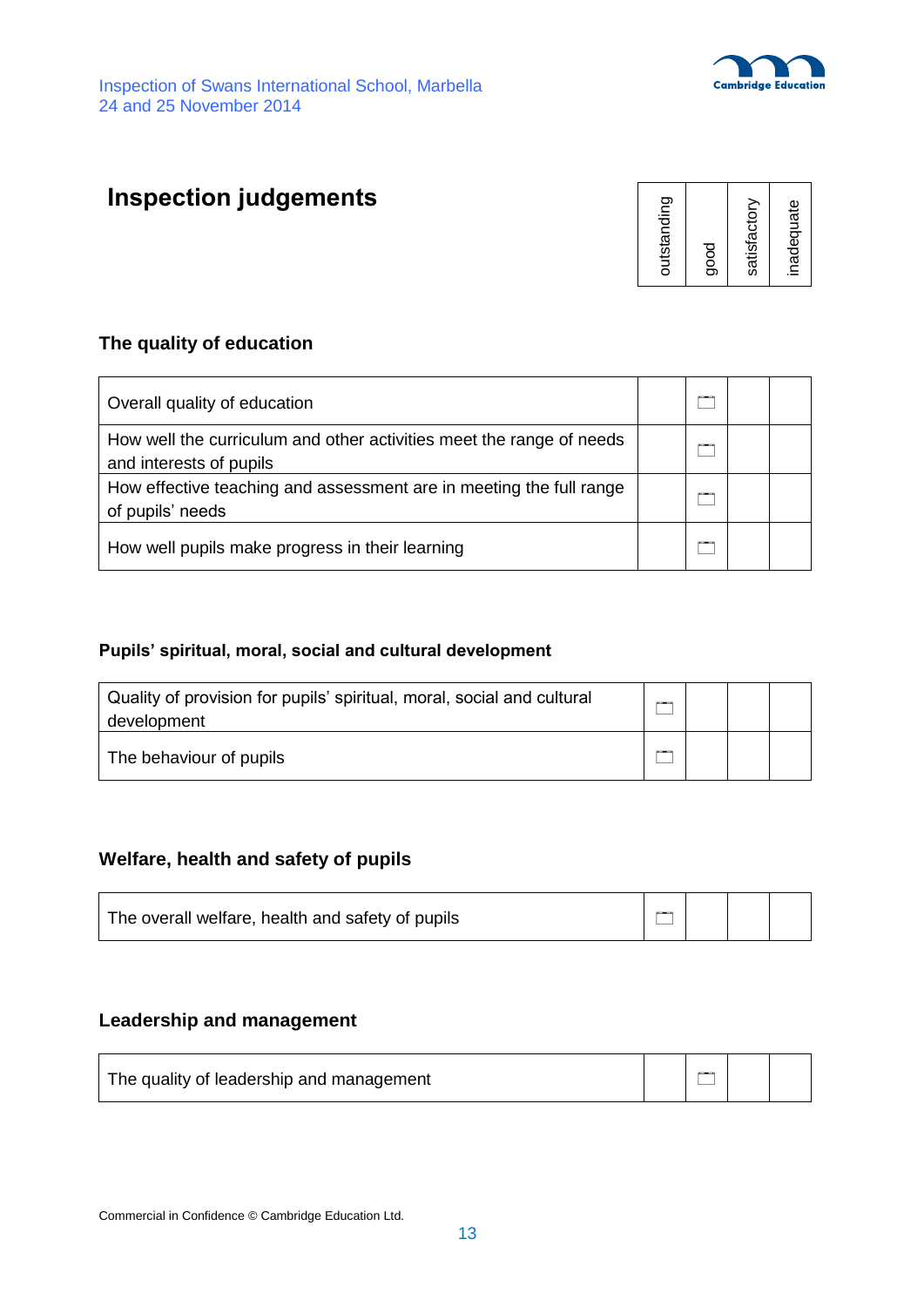# Inspection judgements

| | outstanding | good | satisfactory | inadequate |
|---|---|---|---|---|

## The quality of education

| | outstanding | good | satisfactory | inadequate |
|---|---|---|---|---|
| Overall quality of education | | ☐ | | |
| How well the curriculum and other activities meet the range of needs and interests of pupils | | ☐ | | |
| How effective teaching and assessment are in meeting the full range of pupils' needs | | ☐ | | |
| How well pupils make progress in their learning | | ☐ | | |

## Pupils' spiritual, moral, social and cultural development

| | outstanding | good | satisfactory | inadequate |
|---|---|---|---|---|
| Quality of provision for pupils' spiritual, moral, social and cultural development | ☐ | | | |
| The behaviour of pupils | ☐ | | | |

## Welfare, health and safety of pupils

| | outstanding | good | satisfactory | inadequate |
|---|---|---|---|---|
| The overall welfare, health and safety of pupils | ☐ | | | |

## Leadership and management

| | outstanding | good | satisfactory | inadequate |
|---|---|---|---|---|
| The quality of leadership and management | | ☐ | | |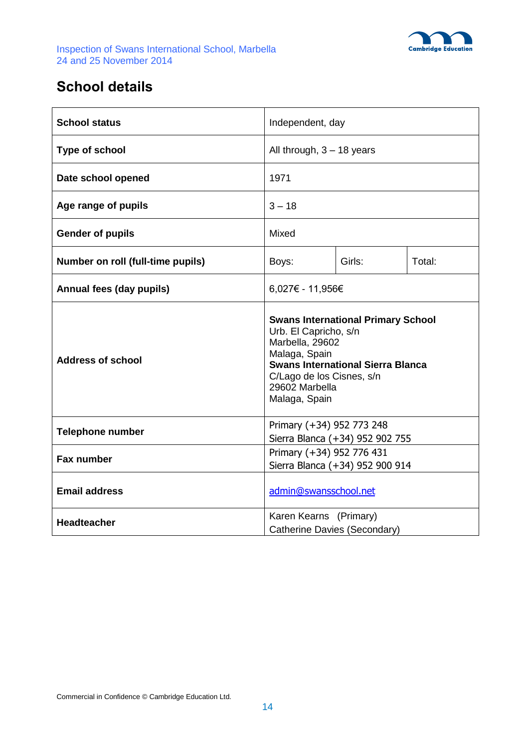## School details

| | | | |
|---|---|---|---|
| **School status** | Independent, day | | |
| **Type of school** | All through, 3 – 18 years | | |
| **Date school opened** | 1971 | | |
| **Age range of pupils** | 3 – 18 | | |
| **Gender of pupils** | Mixed | | |
| **Number on roll (full-time pupils)** | Boys: | Girls: | Total: |
| **Annual fees (day pupils)** | 6,027€ - 11,956€ | | |
| **Address of school** | **Swans International Primary School**<br>Urb. El Capricho, s/n<br>Marbella, 29602<br>Malaga, Spain<br>**Swans International Sierra Blanca**<br>C/Lago de los Cisnes, s/n<br>29602 Marbella<br>Malaga, Spain | | |
| **Telephone number** | Primary (+34) 952 773 248<br>Sierra Blanca (+34) 952 902 755 | | |
| **Fax number** | Primary (+34) 952 776 431<br>Sierra Blanca (+34) 952 900 914 | | |
| **Email address** | admin@swansschool.net | | |
| **Headteacher** | Karen Kearns (Primary)<br>Catherine Davies (Secondary) | | |

Commercial in Confidence © Cambridge Education Ltd.